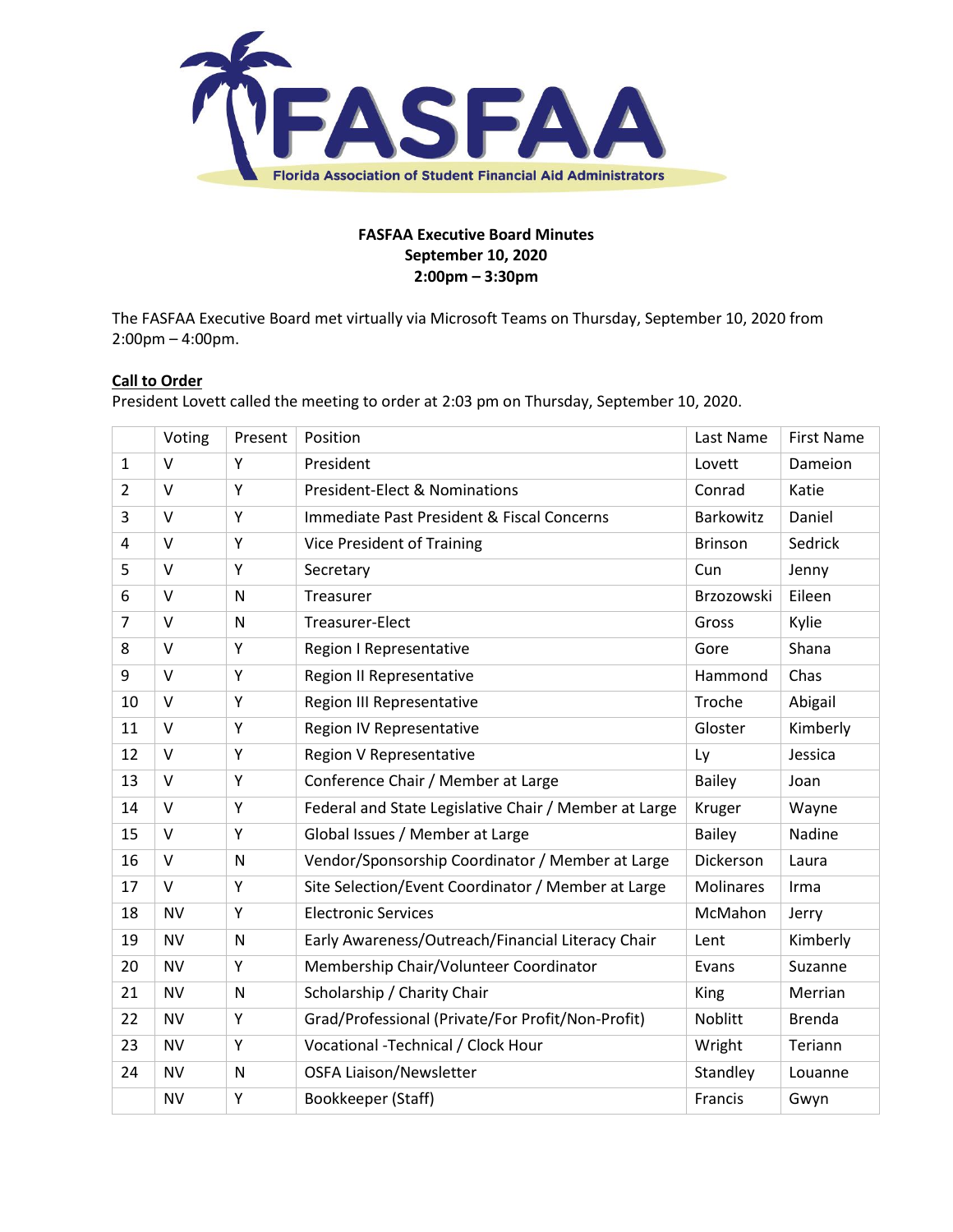**FASFAA Executive Board Minutes**
**September 10, 2020**
**2:00pm – 3:30pm**

The FASFAA Executive Board met virtually via Microsoft Teams on Thursday, September 10, 2020 from 2:00pm – 4:00pm.

**Call to Order**

President Lovett called the meeting to order at 2:03 pm on Thursday, September 10, 2020.

| | Voting | Present | Position | Last Name | First Name |
|---|---|---|---|---|---|
| 1 | V | Y | President | Lovett | Dameion |
| 2 | V | Y | President-Elect & Nominations | Conrad | Katie |
| 3 | V | Y | Immediate Past President & Fiscal Concerns | Barkowitz | Daniel |
| 4 | V | Y | Vice President of Training | Brinson | Sedrick |
| 5 | V | Y | Secretary | Cun | Jenny |
| 6 | V | N | Treasurer | Brzozowski | Eileen |
| 7 | V | N | Treasurer-Elect | Gross | Kylie |
| 8 | V | Y | Region I Representative | Gore | Shana |
| 9 | V | Y | Region II Representative | Hammond | Chas |
| 10 | V | Y | Region III Representative | Troche | Abigail |
| 11 | V | Y | Region IV Representative | Gloster | Kimberly |
| 12 | V | Y | Region V Representative | Ly | Jessica |
| 13 | V | Y | Conference Chair / Member at Large | Bailey | Joan |
| 14 | V | Y | Federal and State Legislative Chair / Member at Large | Kruger | Wayne |
| 15 | V | Y | Global Issues / Member at Large | Bailey | Nadine |
| 16 | V | N | Vendor/Sponsorship Coordinator / Member at Large | Dickerson | Laura |
| 17 | V | Y | Site Selection/Event Coordinator / Member at Large | Molinares | Irma |
| 18 | NV | Y | Electronic Services | McMahon | Jerry |
| 19 | NV | N | Early Awareness/Outreach/Financial Literacy Chair | Lent | Kimberly |
| 20 | NV | Y | Membership Chair/Volunteer Coordinator | Evans | Suzanne |
| 21 | NV | N | Scholarship / Charity Chair | King | Merrian |
| 22 | NV | Y | Grad/Professional (Private/For Profit/Non-Profit) | Noblitt | Brenda |
| 23 | NV | Y | Vocational -Technical / Clock Hour | Wright | Teriann |
| 24 | NV | N | OSFA Liaison/Newsletter | Standley | Louanne |
| | NV | Y | Bookkeeper (Staff) | Francis | Gwyn |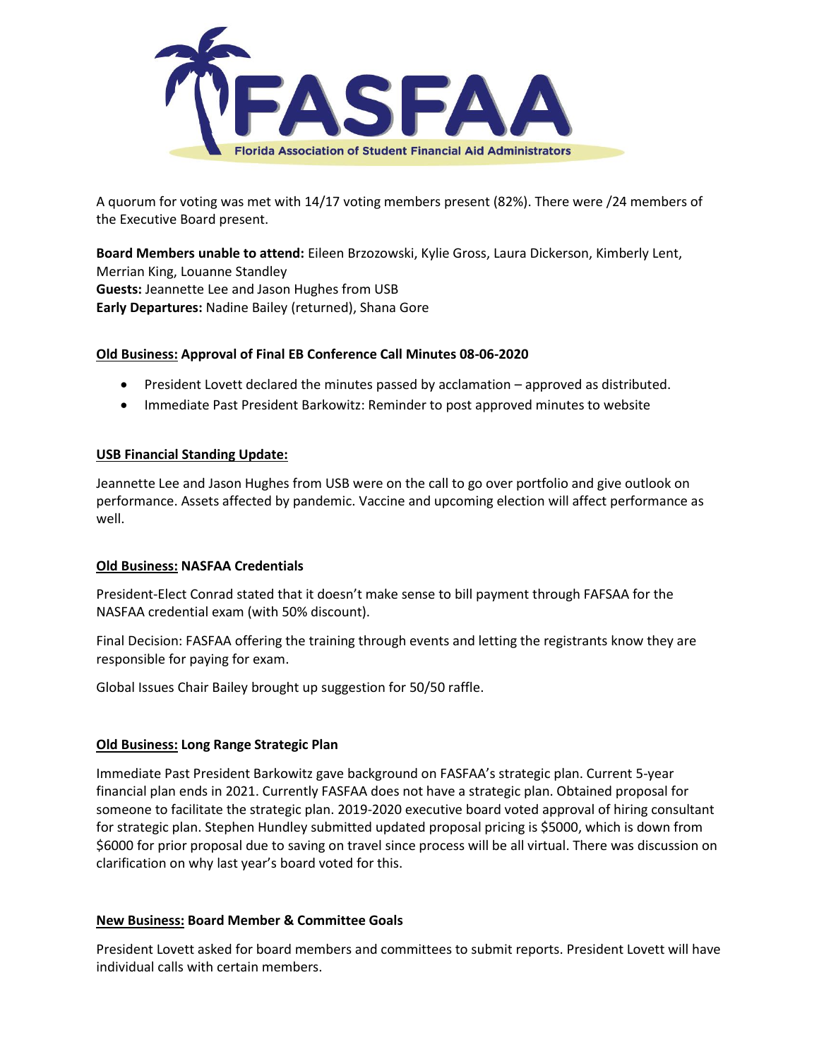A quorum for voting was met with 14/17 voting members present (82%). There were /24 members of the Executive Board present.

**Board Members unable to attend:** Eileen Brzozowski, Kylie Gross, Laura Dickerson, Kimberly Lent, Merrian King, Louanne Standley
**Guests:** Jeannette Lee and Jason Hughes from USB
**Early Departures:** Nadine Bailey (returned), Shana Gore

**Old Business: Approval of Final EB Conference Call Minutes 08-06-2020**

- President Lovett declared the minutes passed by acclamation – approved as distributed.
- Immediate Past President Barkowitz: Reminder to post approved minutes to website

**USB Financial Standing Update:**

Jeannette Lee and Jason Hughes from USB were on the call to go over portfolio and give outlook on performance. Assets affected by pandemic. Vaccine and upcoming election will affect performance as well.

**Old Business: NASFAA Credentials**

President-Elect Conrad stated that it doesn't make sense to bill payment through FAFSAA for the NASFAA credential exam (with 50% discount).

Final Decision: FASFAA offering the training through events and letting the registrants know they are responsible for paying for exam.

Global Issues Chair Bailey brought up suggestion for 50/50 raffle.

**Old Business: Long Range Strategic Plan**

Immediate Past President Barkowitz gave background on FASFAA's strategic plan. Current 5-year financial plan ends in 2021. Currently FASFAA does not have a strategic plan. Obtained proposal for someone to facilitate the strategic plan. 2019-2020 executive board voted approval of hiring consultant for strategic plan. Stephen Hundley submitted updated proposal pricing is $5000, which is down from $6000 for prior proposal due to saving on travel since process will be all virtual. There was discussion on clarification on why last year's board voted for this.

**New Business: Board Member & Committee Goals**

President Lovett asked for board members and committees to submit reports. President Lovett will have individual calls with certain members.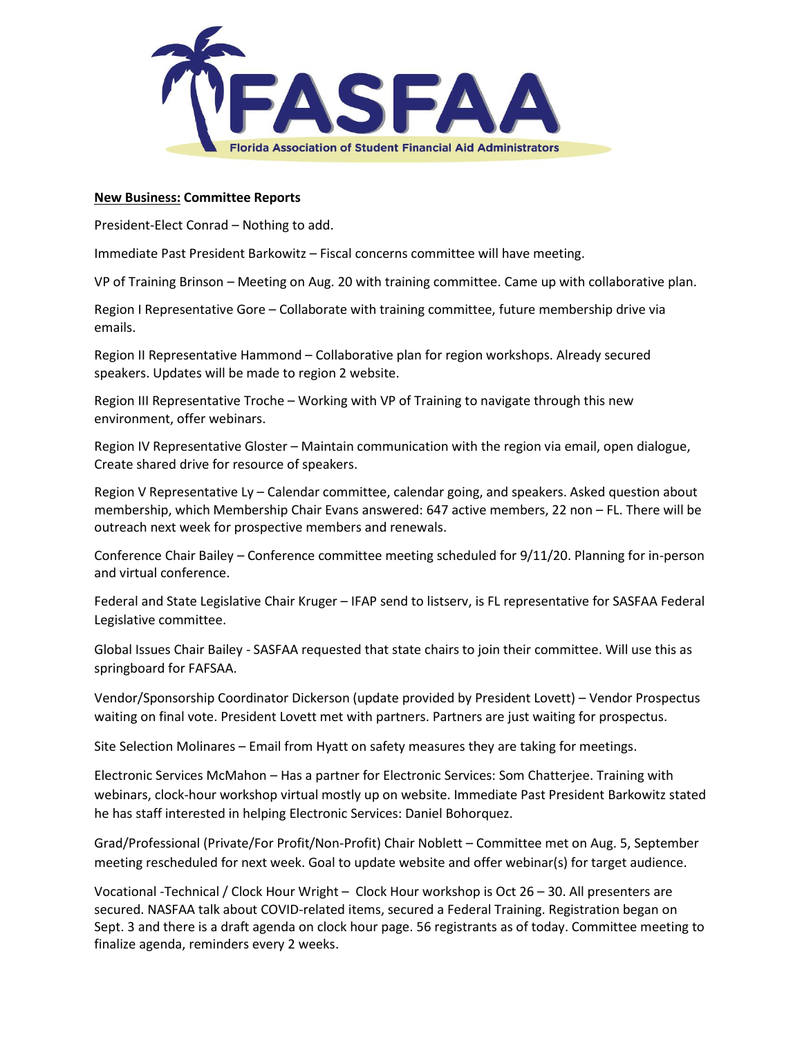**New Business: Committee Reports**

President-Elect Conrad – Nothing to add.

Immediate Past President Barkowitz – Fiscal concerns committee will have meeting.

VP of Training Brinson – Meeting on Aug. 20 with training committee. Came up with collaborative plan.

Region I Representative Gore – Collaborate with training committee, future membership drive via emails.

Region II Representative Hammond – Collaborative plan for region workshops. Already secured speakers. Updates will be made to region 2 website.

Region III Representative Troche – Working with VP of Training to navigate through this new environment, offer webinars.

Region IV Representative Gloster – Maintain communication with the region via email, open dialogue, Create shared drive for resource of speakers.

Region V Representative Ly – Calendar committee, calendar going, and speakers. Asked question about membership, which Membership Chair Evans answered: 647 active members, 22 non – FL. There will be outreach next week for prospective members and renewals.

Conference Chair Bailey – Conference committee meeting scheduled for 9/11/20. Planning for in-person and virtual conference.

Federal and State Legislative Chair Kruger – IFAP send to listserv, is FL representative for SASFAA Federal Legislative committee.

Global Issues Chair Bailey - SASFAA requested that state chairs to join their committee. Will use this as springboard for FAFSAA.

Vendor/Sponsorship Coordinator Dickerson (update provided by President Lovett) – Vendor Prospectus waiting on final vote. President Lovett met with partners. Partners are just waiting for prospectus.

Site Selection Molinares – Email from Hyatt on safety measures they are taking for meetings.

Electronic Services McMahon – Has a partner for Electronic Services: Som Chatterjee. Training with webinars, clock-hour workshop virtual mostly up on website. Immediate Past President Barkowitz stated he has staff interested in helping Electronic Services: Daniel Bohorquez.

Grad/Professional (Private/For Profit/Non-Profit) Chair Noblett – Committee met on Aug. 5, September meeting rescheduled for next week. Goal to update website and offer webinar(s) for target audience.

Vocational -Technical / Clock Hour Wright – Clock Hour workshop is Oct 26 – 30. All presenters are secured. NASFAA talk about COVID-related items, secured a Federal Training. Registration began on Sept. 3 and there is a draft agenda on clock hour page. 56 registrants as of today. Committee meeting to finalize agenda, reminders every 2 weeks.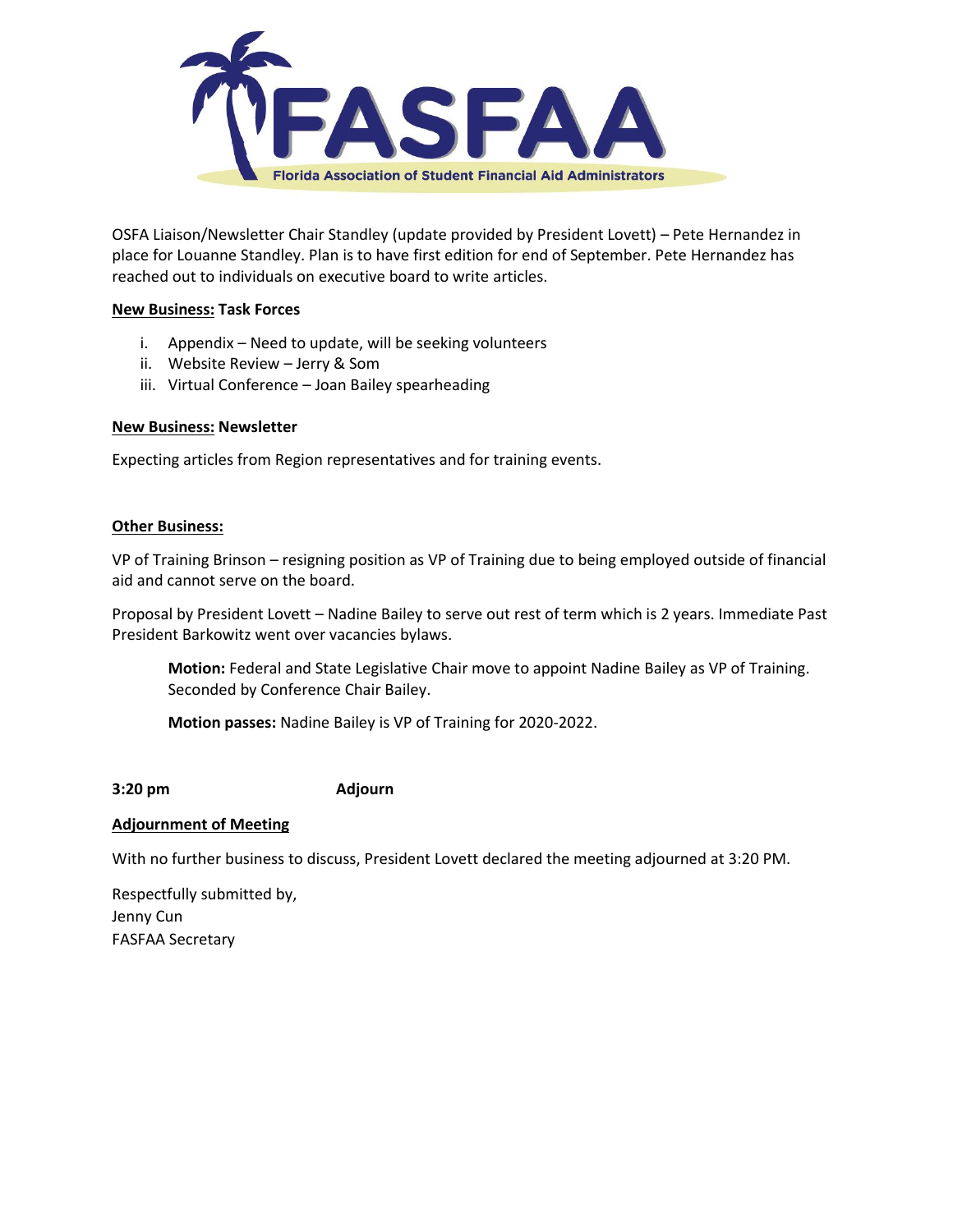OSFA Liaison/Newsletter Chair Standley (update provided by President Lovett) – Pete Hernandez in place for Louanne Standley. Plan is to have first edition for end of September. Pete Hernandez has reached out to individuals on executive board to write articles.

**New Business: Task Forces**

i. Appendix – Need to update, will be seeking volunteers
ii. Website Review – Jerry & Som
iii. Virtual Conference – Joan Bailey spearheading

**New Business: Newsletter**

Expecting articles from Region representatives and for training events.

**Other Business:**

VP of Training Brinson – resigning position as VP of Training due to being employed outside of financial aid and cannot serve on the board.

Proposal by President Lovett – Nadine Bailey to serve out rest of term which is 2 years. Immediate Past President Barkowitz went over vacancies bylaws.

> **Motion:** Federal and State Legislative Chair move to appoint Nadine Bailey as VP of Training. Seconded by Conference Chair Bailey.
>
> **Motion passes:** Nadine Bailey is VP of Training for 2020-2022.

**3:20 pm** **Adjourn**

**Adjournment of Meeting**

With no further business to discuss, President Lovett declared the meeting adjourned at 3:20 PM.

Respectfully submitted by,
Jenny Cun
FASFAA Secretary